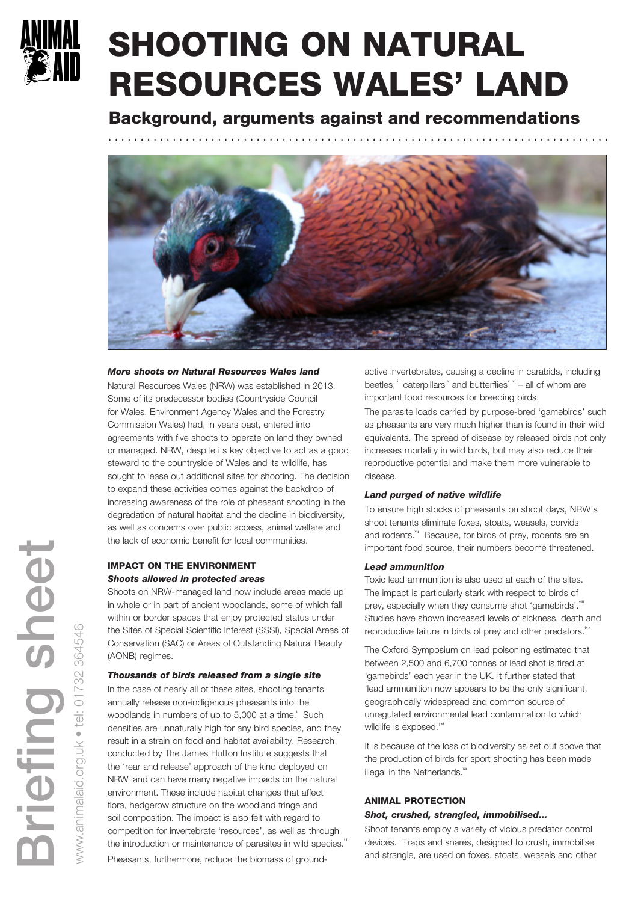# SHOOTING ON NATURAL RESOURCES WALES' LAND

## Background, arguments against and recommendations

### *More shoots on Natural Resources Wales land*

Natural Resources Wales (NRW) was established in 2013. Some of its predecessor bodies (Countryside Council for Wales, Environment Agency Wales and the Forestry Commission Wales) had, in years past, entered into agreements with five shoots to operate on land they owned or managed. NRW, despite its key objective to act as a good steward to the countryside of Wales and its wildlife, has sought to lease out additional sites for shooting. The decision to expand these activities comes against the backdrop of increasing awareness of the role of pheasant shooting in the degradation of natural habitat and the decline in biodiversity, as well as concerns over public access, animal welfare and the lack of economic benefit for local communities.

## IMPACT ON THE ENVIRONMENT

### *Shoots allowed in protected areas*

Shoots on NRW-managed land now include areas made up in whole or in part of ancient woodlands, some of which fall within or border spaces that enjoy protected status under the Sites of Special Scientific Interest (SSSI), Special Areas of Conservation (SAC) or Areas of Outstanding Natural Beauty (AONB) regimes.

### *Thousands of birds released from a single site*

In the case of nearly all of these sites, shooting tenants annually release non-indigenous pheasants into the woodlands in numbers of up to 5,000 at a time.[i] Such densities are unnaturally high for any bird species, and they result in a strain on food and habitat availability. Research conducted by The James Hutton Institute suggests that the 'rear and release' approach of the kind deployed on NRW land can have many negative impacts on the natural environment. These include habitat changes that affect flora, hedgerow structure on the woodland fringe and soil composition. The impact is also felt with regard to competition for invertebrate 'resources', as well as through the introduction or maintenance of parasites in wild species.[ii]

Pheasants, furthermore, reduce the biomass of ground-active invertebrates, causing a decline in carabids, including beetles,[iii] caterpillars[iv] and butterflies[v vi] – all of whom are important food resources for breeding birds.

The parasite loads carried by purpose-bred 'gamebirds' such as pheasants are very much higher than is found in their wild equivalents. The spread of disease by released birds not only increases mortality in wild birds, but may also reduce their reproductive potential and make them more vulnerable to disease.

### *Land purged of native wildlife*

To ensure high stocks of pheasants on shoot days, NRW's shoot tenants eliminate foxes, stoats, weasels, corvids and rodents.[vii] Because, for birds of prey, rodents are an important food source, their numbers become threatened.

### *Lead ammunition*

Toxic lead ammunition is also used at each of the sites. The impact is particularly stark with respect to birds of prey, especially when they consume shot 'gamebirds'.[viii] Studies have shown increased levels of sickness, death and reproductive failure in birds of prey and other predators.[ix x]

The Oxford Symposium on lead poisoning estimated that between 2,500 and 6,700 tonnes of lead shot is fired at 'gamebirds' each year in the UK. It further stated that 'lead ammunition now appears to be the only significant, geographically widespread and common source of unregulated environmental lead contamination to which wildlife is exposed.'[xi]

It is because of the loss of biodiversity as set out above that the production of birds for sport shooting has been made illegal in the Netherlands.[xii]

## ANIMAL PROTECTION

### *Shot, crushed, strangled, immobilised...*

Shoot tenants employ a variety of vicious predator control devices. Traps and snares, designed to crush, immobilise and strangle, are used on foxes, stoats, weasels and other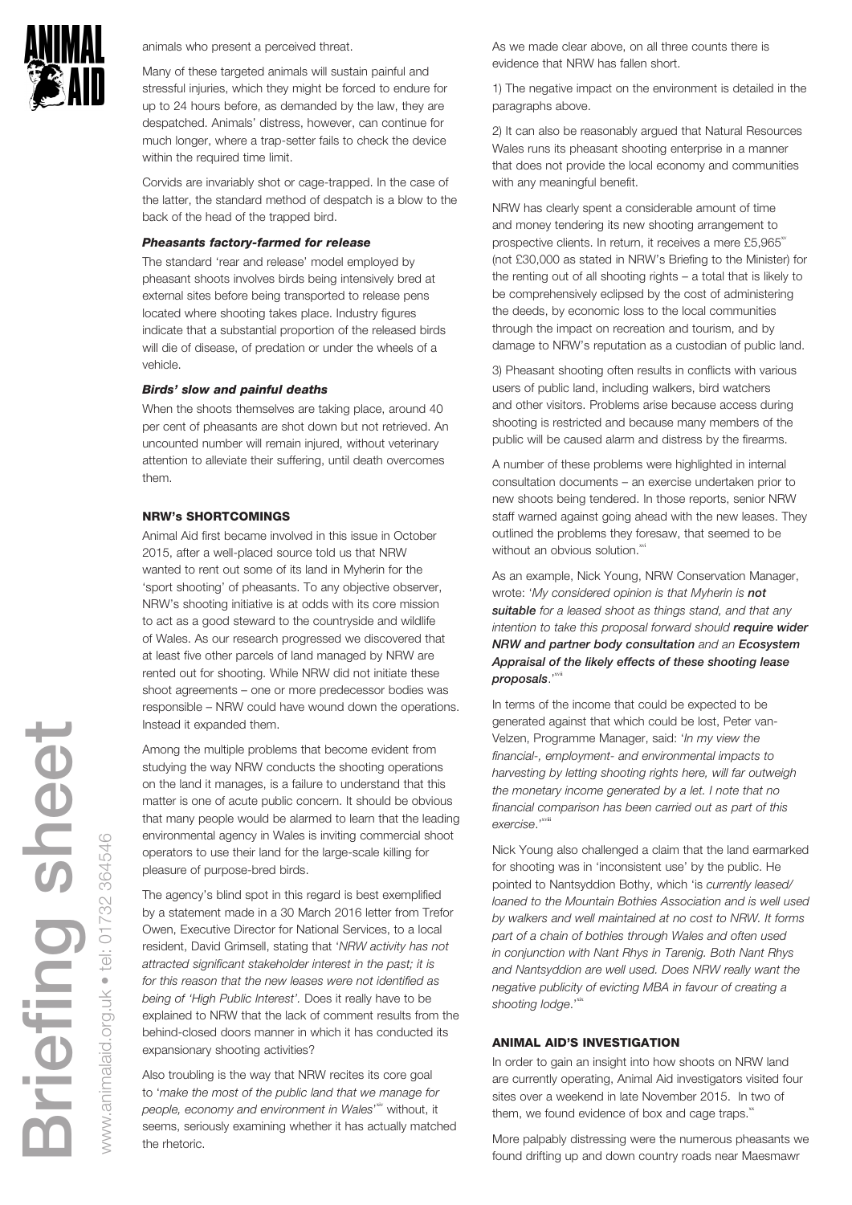animals who present a perceived threat.

Many of these targeted animals will sustain painful and stressful injuries, which they might be forced to endure for up to 24 hours before, as demanded by the law, they are despatched. Animals' distress, however, can continue for much longer, where a trap-setter fails to check the device within the required time limit.

Corvids are invariably shot or cage-trapped. In the case of the latter, the standard method of despatch is a blow to the back of the head of the trapped bird.

#### *Pheasants factory-farmed for release*

The standard 'rear and release' model employed by pheasant shoots involves birds being intensively bred at external sites before being transported to release pens located where shooting takes place. Industry figures indicate that a substantial proportion of the released birds will die of disease, of predation or under the wheels of a vehicle.

#### *Birds' slow and painful deaths*

When the shoots themselves are taking place, around 40 per cent of pheasants are shot down but not retrieved. An uncounted number will remain injured, without veterinary attention to alleviate their suffering, until death overcomes them.

### NRW's SHORTCOMINGS

Animal Aid first became involved in this issue in October 2015, after a well-placed source told us that NRW wanted to rent out some of its land in Myherin for the 'sport shooting' of pheasants. To any objective observer, NRW's shooting initiative is at odds with its core mission to act as a good steward to the countryside and wildlife of Wales. As our research progressed we discovered that at least five other parcels of land managed by NRW are rented out for shooting. While NRW did not initiate these shoot agreements – one or more predecessor bodies was responsible – NRW could have wound down the operations. Instead it expanded them.

Among the multiple problems that become evident from studying the way NRW conducts the shooting operations on the land it manages, is a failure to understand that this matter is one of acute public concern. It should be obvious that many people would be alarmed to learn that the leading environmental agency in Wales is inviting commercial shoot operators to use their land for the large-scale killing for pleasure of purpose-bred birds.

The agency's blind spot in this regard is best exemplified by a statement made in a 30 March 2016 letter from Trefor Owen, Executive Director for National Services, to a local resident, David Grimsell, stating that '*NRW activity has not attracted significant stakeholder interest in the past; it is for this reason that the new leases were not identified as being of 'High Public Interest'*. Does it really have to be explained to NRW that the lack of comment results from the behind-closed doors manner in which it has conducted its expansionary shooting activities?

Also troubling is the way that NRW recites its core goal to '*make the most of the public land that we manage for people, economy and environment in Wales*'[xiv] without, it seems, seriously examining whether it has actually matched the rhetoric.

As we made clear above, on all three counts there is evidence that NRW has fallen short.

1) The negative impact on the environment is detailed in the paragraphs above.

2) It can also be reasonably argued that Natural Resources Wales runs its pheasant shooting enterprise in a manner that does not provide the local economy and communities with any meaningful benefit.

NRW has clearly spent a considerable amount of time and money tendering its new shooting arrangement to prospective clients. In return, it receives a mere £5,965[xv] (not £30,000 as stated in NRW's Briefing to the Minister) for the renting out of all shooting rights – a total that is likely to be comprehensively eclipsed by the cost of administering the deeds, by economic loss to the local communities through the impact on recreation and tourism, and by damage to NRW's reputation as a custodian of public land.

3) Pheasant shooting often results in conflicts with various users of public land, including walkers, bird watchers and other visitors. Problems arise because access during shooting is restricted and because many members of the public will be caused alarm and distress by the firearms.

A number of these problems were highlighted in internal consultation documents – an exercise undertaken prior to new shoots being tendered. In those reports, senior NRW staff warned against going ahead with the new leases. They outlined the problems they foresaw, that seemed to be without an obvious solution.[xvi]

As an example, Nick Young, NRW Conservation Manager, wrote: '*My considered opinion is that Myherin is **not suitable** for a leased shoot as things stand, and that any intention to take this proposal forward should **require wider NRW and partner body consultation** and an **Ecosystem Appraisal of the likely effects of these shooting lease proposals**.*'[xvii]

In terms of the income that could be expected to be generated against that which could be lost, Peter van-Velzen, Programme Manager, said: '*In my view the financial-, employment- and environmental impacts to harvesting by letting shooting rights here, will far outweigh the monetary income generated by a let. I note that no financial comparison has been carried out as part of this exercise*.'[xviii]

Nick Young also challenged a claim that the land earmarked for shooting was in 'inconsistent use' by the public. He pointed to Nantsyddion Bothy, which 'is *currently leased/loaned to the Mountain Bothies Association and is well used by walkers and well maintained at no cost to NRW. It forms part of a chain of bothies through Wales and often used in conjunction with Nant Rhys in Tarenig. Both Nant Rhys and Nantsyddion are well used. Does NRW really want the negative publicity of evicting MBA in favour of creating a shooting lodge*.'[xix]

### ANIMAL AID'S INVESTIGATION

In order to gain an insight into how shoots on NRW land are currently operating, Animal Aid investigators visited four sites over a weekend in late November 2015. In two of them, we found evidence of box and cage traps.[xx]

More palpably distressing were the numerous pheasants we found drifting up and down country roads near Maesmawr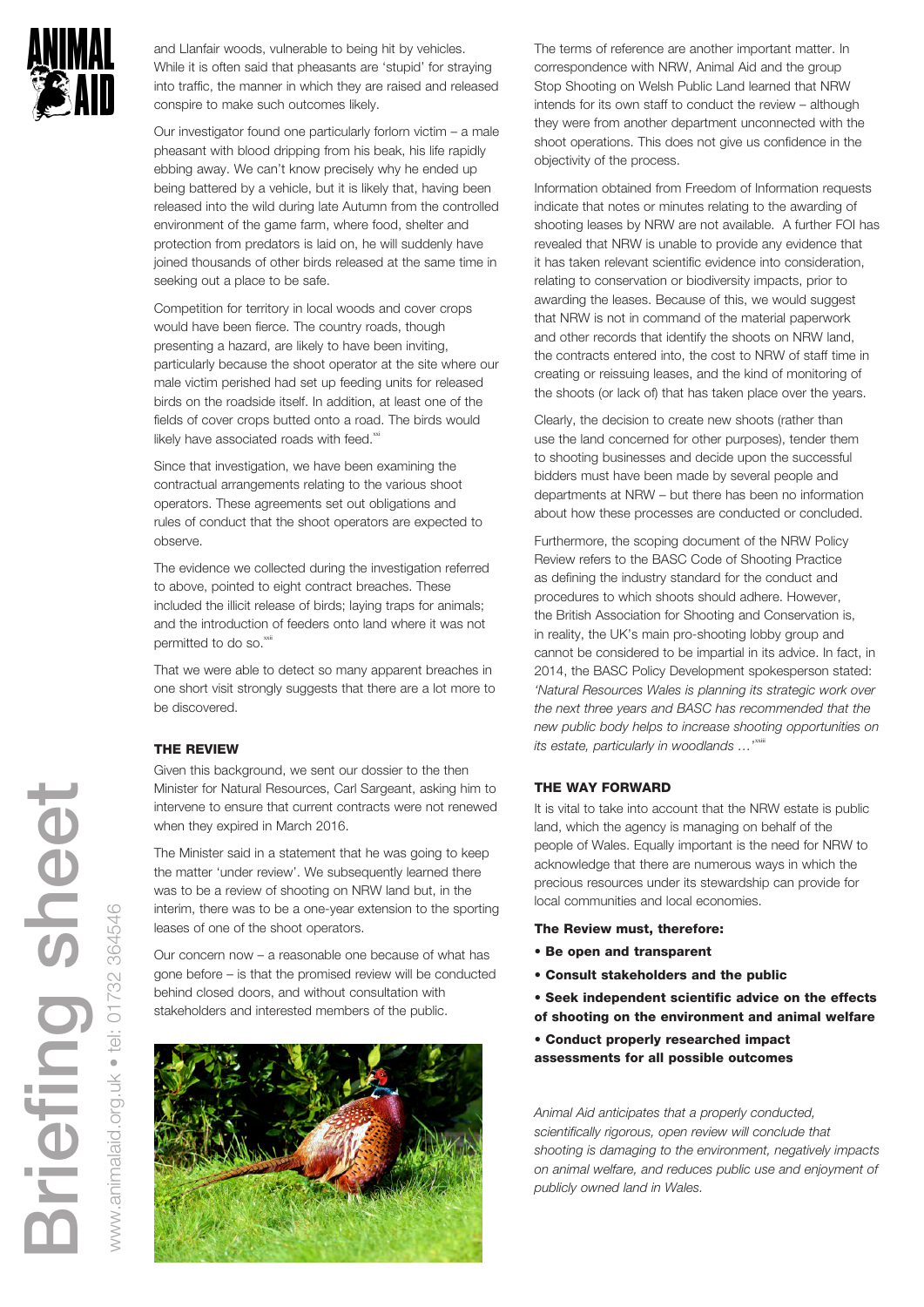and Llanfair woods, vulnerable to being hit by vehicles. While it is often said that pheasants are 'stupid' for straying into traffic, the manner in which they are raised and released conspire to make such outcomes likely.

Our investigator found one particularly forlorn victim – a male pheasant with blood dripping from his beak, his life rapidly ebbing away. We can't know precisely why he ended up being battered by a vehicle, but it is likely that, having been released into the wild during late Autumn from the controlled environment of the game farm, where food, shelter and protection from predators is laid on, he will suddenly have joined thousands of other birds released at the same time in seeking out a place to be safe.

Competition for territory in local woods and cover crops would have been fierce. The country roads, though presenting a hazard, are likely to have been inviting, particularly because the shoot operator at the site where our male victim perished had set up feeding units for released birds on the roadside itself. In addition, at least one of the fields of cover crops butted onto a road. The birds would likely have associated roads with feed.[xxi]

Since that investigation, we have been examining the contractual arrangements relating to the various shoot operators. These agreements set out obligations and rules of conduct that the shoot operators are expected to observe.

The evidence we collected during the investigation referred to above, pointed to eight contract breaches. These included the illicit release of birds; laying traps for animals; and the introduction of feeders onto land where it was not permitted to do so.[xxii]

That we were able to detect so many apparent breaches in one short visit strongly suggests that there are a lot more to be discovered.

## THE REVIEW

Given this background, we sent our dossier to the then Minister for Natural Resources, Carl Sargeant, asking him to intervene to ensure that current contracts were not renewed when they expired in March 2016.

The Minister said in a statement that he was going to keep the matter 'under review'. We subsequently learned there was to be a review of shooting on NRW land but, in the interim, there was to be a one-year extension to the sporting leases of one of the shoot operators.

Our concern now – a reasonable one because of what has gone before – is that the promised review will be conducted behind closed doors, and without consultation with stakeholders and interested members of the public.

The terms of reference are another important matter. In correspondence with NRW, Animal Aid and the group Stop Shooting on Welsh Public Land learned that NRW intends for its own staff to conduct the review – although they were from another department unconnected with the shoot operations. This does not give us confidence in the objectivity of the process.

Information obtained from Freedom of Information requests indicate that notes or minutes relating to the awarding of shooting leases by NRW are not available. A further FOI has revealed that NRW is unable to provide any evidence that it has taken relevant scientific evidence into consideration, relating to conservation or biodiversity impacts, prior to awarding the leases. Because of this, we would suggest that NRW is not in command of the material paperwork and other records that identify the shoots on NRW land, the contracts entered into, the cost to NRW of staff time in creating or reissuing leases, and the kind of monitoring of the shoots (or lack of) that has taken place over the years.

Clearly, the decision to create new shoots (rather than use the land concerned for other purposes), tender them to shooting businesses and decide upon the successful bidders must have been made by several people and departments at NRW – but there has been no information about how these processes are conducted or concluded.

Furthermore, the scoping document of the NRW Policy Review refers to the BASC Code of Shooting Practice as defining the industry standard for the conduct and procedures to which shoots should adhere. However, the British Association for Shooting and Conservation is, in reality, the UK's main pro-shooting lobby group and cannot be considered to be impartial in its advice. In fact, in 2014, the BASC Policy Development spokesperson stated: *'Natural Resources Wales is planning its strategic work over the next three years and BASC has recommended that the new public body helps to increase shooting opportunities on its estate, particularly in woodlands …'*[xxiii]

## THE WAY FORWARD

It is vital to take into account that the NRW estate is public land, which the agency is managing on behalf of the people of Wales. Equally important is the need for NRW to acknowledge that there are numerous ways in which the precious resources under its stewardship can provide for local communities and local economies.

**The Review must, therefore:**

- **Be open and transparent**
- **Consult stakeholders and the public**
- **Seek independent scientific advice on the effects of shooting on the environment and animal welfare**
- **Conduct properly researched impact assessments for all possible outcomes**

*Animal Aid anticipates that a properly conducted, scientifically rigorous, open review will conclude that shooting is damaging to the environment, negatively impacts on animal welfare, and reduces public use and enjoyment of publicly owned land in Wales.*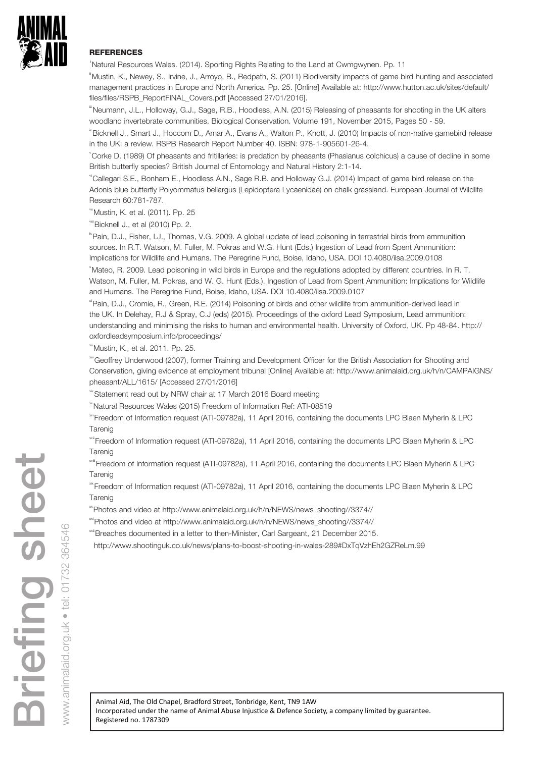## REFERENCES

[i] Natural Resources Wales. (2014). Sporting Rights Relating to the Land at Cwmgwynen. Pp. 11

[ii] Mustin, K., Newey, S., Irvine, J., Arroyo, B., Redpath, S. (2011) Biodiversity impacts of game bird hunting and associated management practices in Europe and North America. Pp. 25. [Online] Available at: http://www.hutton.ac.uk/sites/default/files/files/RSPB_ReportFINAL_Covers.pdf [Accessed 27/01/2016].

[iii] Neumann, J.L., Holloway, G.J., Sage, R.B., Hoodless, A.N. (2015) Releasing of pheasants for shooting in the UK alters woodland invertebrate communities. Biological Conservation. Volume 191, November 2015, Pages 50 - 59.

[iv] Bicknell J., Smart J., Hoccom D., Amar A., Evans A., Walton P., Knott, J. (2010) Impacts of non-native gamebird release in the UK: a review. RSPB Research Report Number 40. ISBN: 978-1-905601-26-4.

[v] Corke D. (1989) Of pheasants and fritillaries: is predation by pheasants (Phasianus colchicus) a cause of decline in some British butterfly species? British Journal of Entomology and Natural History 2:1-14.

[vi] Callegari S.E., Bonham E., Hoodless A.N., Sage R.B. and Holloway G.J. (2014) Impact of game bird release on the Adonis blue butterfly Polyommatus bellargus (Lepidoptera Lycaenidae) on chalk grassland. European Journal of Wildlife Research 60:781-787.

[vii] Mustin, K. et al. (2011). Pp. 25

[viii] Bicknell J., et al (2010) Pp. 2.

[ix] Pain, D.J., Fisher, I.J., Thomas, V.G. 2009. A global update of lead poisoning in terrestrial birds from ammunition sources. In R.T. Watson, M. Fuller, M. Pokras and W.G. Hunt (Eds.) Ingestion of Lead from Spent Ammunition: Implications for Wildlife and Humans. The Peregrine Fund, Boise, Idaho, USA. DOI 10.4080/ilsa.2009.0108

[x] Mateo, R. 2009. Lead poisoning in wild birds in Europe and the regulations adopted by different countries. In R. T. Watson, M. Fuller, M. Pokras, and W. G. Hunt (Eds.). Ingestion of Lead from Spent Ammunition: Implications for Wildlife and Humans. The Peregrine Fund, Boise, Idaho, USA. DOI 10.4080/ilsa.2009.0107

[xi] Pain, D.J., Cromie, R., Green, R.E. (2014) Poisoning of birds and other wildlife from ammunition-derived lead in the UK. In Delehay, R.J & Spray, C.J (eds) (2015). Proceedings of the oxford Lead Symposium, Lead ammunition: understanding and minimising the risks to human and environmental health. University of Oxford, UK. Pp 48-84. http://oxfordleadsymposium.info/proceedings/

[xii] Mustin, K., et al. 2011. Pp. 25.

[xiii] Geoffrey Underwood (2007), former Training and Development Officer for the British Association for Shooting and Conservation, giving evidence at employment tribunal [Online] Available at: http://www.animalaid.org.uk/h/n/CAMPAIGNS/pheasant/ALL/1615/ [Accessed 27/01/2016]

[xiv] Statement read out by NRW chair at 17 March 2016 Board meeting

[xv] Natural Resources Wales (2015) Freedom of Information Ref: ATI-08519

[xvi] Freedom of Information request (ATI-09782a), 11 April 2016, containing the documents LPC Blaen Myherin & LPC Tarenig

[xvii] Freedom of Information request (ATI-09782a), 11 April 2016, containing the documents LPC Blaen Myherin & LPC Tarenig

[xviii] Freedom of Information request (ATI-09782a), 11 April 2016, containing the documents LPC Blaen Myherin & LPC Tarenig

[xix] Freedom of Information request (ATI-09782a), 11 April 2016, containing the documents LPC Blaen Myherin & LPC Tarenig

[xx] Photos and video at http://www.animalaid.org.uk/h/n/NEWS/news_shooting//3374//

[xxi] Photos and video at http://www.animalaid.org.uk/h/n/NEWS/news_shooting//3374//

[xxii] Breaches documented in a letter to then-Minister, Carl Sargeant, 21 December 2015.

http://www.shootinguk.co.uk/news/plans-to-boost-shooting-in-wales-289#DxTqVzhEh2GZReLm.99

Animal Aid, The Old Chapel, Bradford Street, Tonbridge, Kent, TN9 1AW
Incorporated under the name of Animal Abuse Injustice & Defence Society, a company limited by guarantee.
Registered no. 1787309